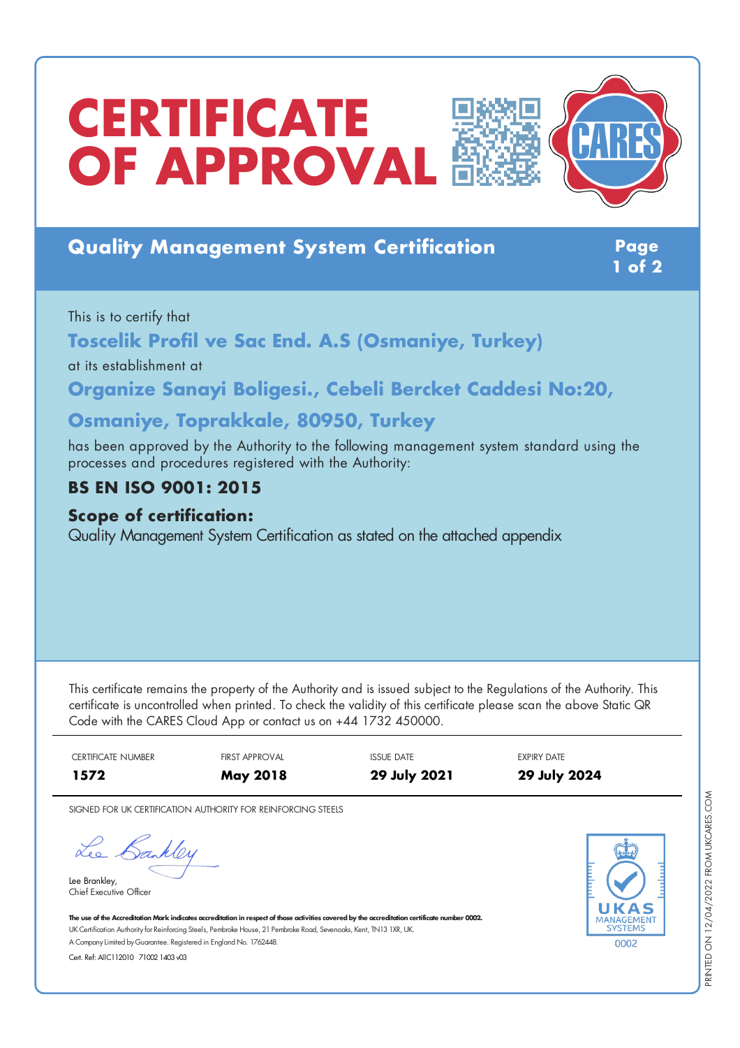# CERTIFICATE OF APPROVAL

CARES

## Quality Management System Certification

This is to certify that

**Toscelik Profil ve Sac End. A.S (Osmaniye, Turkey)**

at its establishment at

**Organize Sanayi Boligesi., Cebeli Bercket Caddesi No:20, Osmaniye, Toprakkale, 80950, Turkey**

has been approved by the Authority to the following management system standard using the processes and procedures registered with the Authority:

**BS EN ISO 9001: 2015**

**Scope of certification:**

Quality Management System Certification as stated on the attached appendix

This certificate remains the property of the Authority and is issued subject to the Regulations of the Authority. This certificate is uncontrolled when printed. To check the validity of this certificate please scan the above Static QR Code with the CARES Cloud App or contact us on +44 1732 450000.

| CERTIFICATE NUMBER | FIRST APPROVAL | ISSUE DATE | EXPIRY DATE |
|---|---|---|---|
| **1572** | **May 2018** | **29 July 2021** | **29 July 2024** |

SIGNED FOR UK CERTIFICATION AUTHORITY FOR REINFORCING STEELS

Lee Brankley,
Chief Executive Officer

**The use of the Accreditation Mark indicates accreditation in respect of those activities covered by the accreditation certificate number 0002.**
UK Certification Authority for Reinforcing Steels, Pembroke House, 21 Pembroke Road, Sevenoaks, Kent, TN13 1XR, UK.
A Company Limited by Guarantee. Registered in England No. 1762448.
Cert. Ref: AIIC112010 71002 1403 v03

UKAS MANAGEMENT SYSTEMS 0002

PRINTED ON 12/04/2022 FROM UKCARES.COM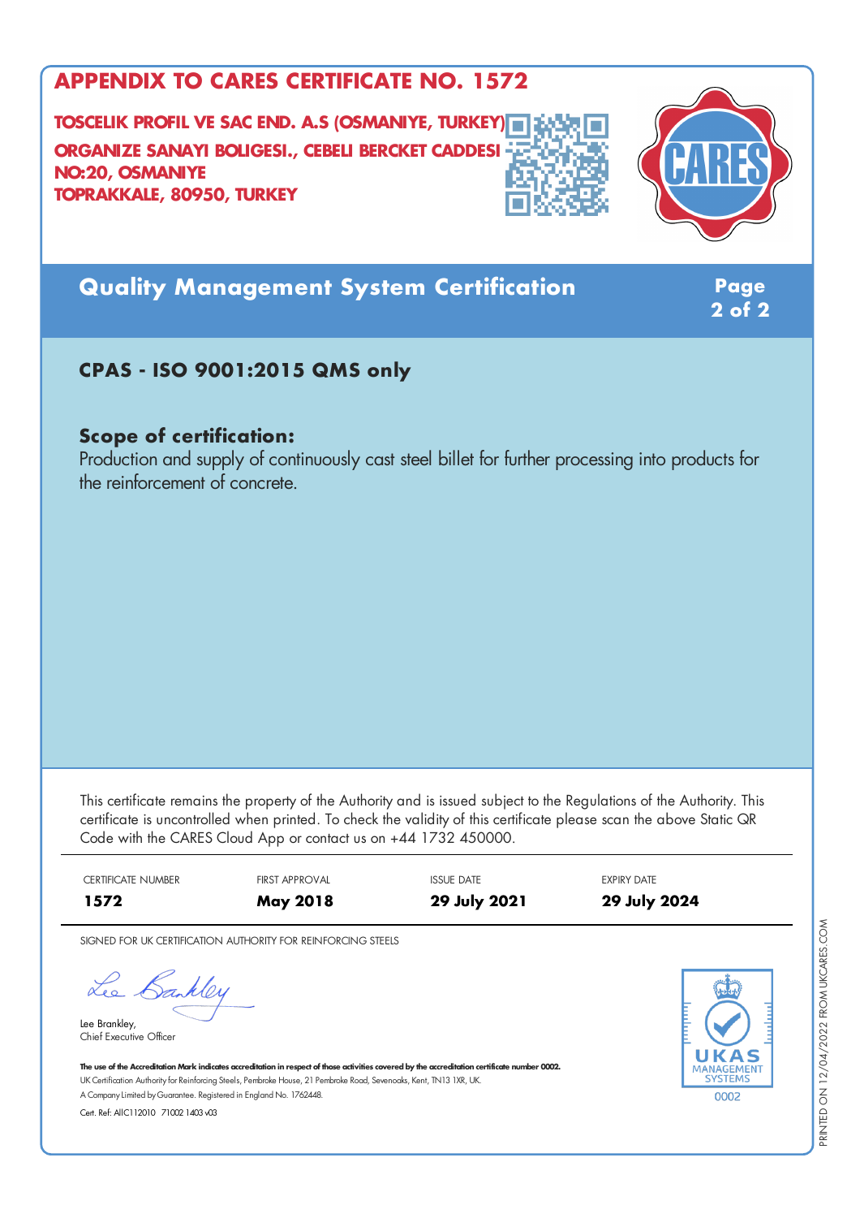# APPENDIX TO CARES CERTIFICATE NO. 1572

**TOSCELIK PROFIL VE SAC END. A.S (OSMANIYE, TURKEY)**
**ORGANIZE SANAYI BOLIGESI., CEBELI BERCKET CADDESI**
**NO:20, OSMANIYE**
**TOPRAKKALE, 80950, TURKEY**

## Quality Management System Certification

### CPAS - ISO 9001:2015 QMS only

### Scope of certification:

Production and supply of continuously cast steel billet for further processing into products for the reinforcement of concrete.

This certificate remains the property of the Authority and is issued subject to the Regulations of the Authority. This certificate is uncontrolled when printed. To check the validity of this certificate please scan the above Static QR Code with the CARES Cloud App or contact us on +44 1732 450000.

| CERTIFICATE NUMBER | FIRST APPROVAL | ISSUE DATE | EXPIRY DATE |
|---|---|---|---|
| **1572** | **May 2018** | **29 July 2021** | **29 July 2024** |

SIGNED FOR UK CERTIFICATION AUTHORITY FOR REINFORCING STEELS

Lee Brankley,
Chief Executive Officer

**The use of the Accreditation Mark indicates accreditation in respect of those activities covered by the accreditation certificate number 0002.**
UK Certification Authority for Reinforcing Steels, Pembroke House, 21 Pembroke Road, Sevenoaks, Kent, TN13 1XR, UK.
A Company Limited by Guarantee. Registered in England No. 1762448.
Cert. Ref: AIIC112010 71002 1403 v03

UKAS MANAGEMENT SYSTEMS 0002

PRINTED ON 12/04/2022 FROM UKCARES.COM